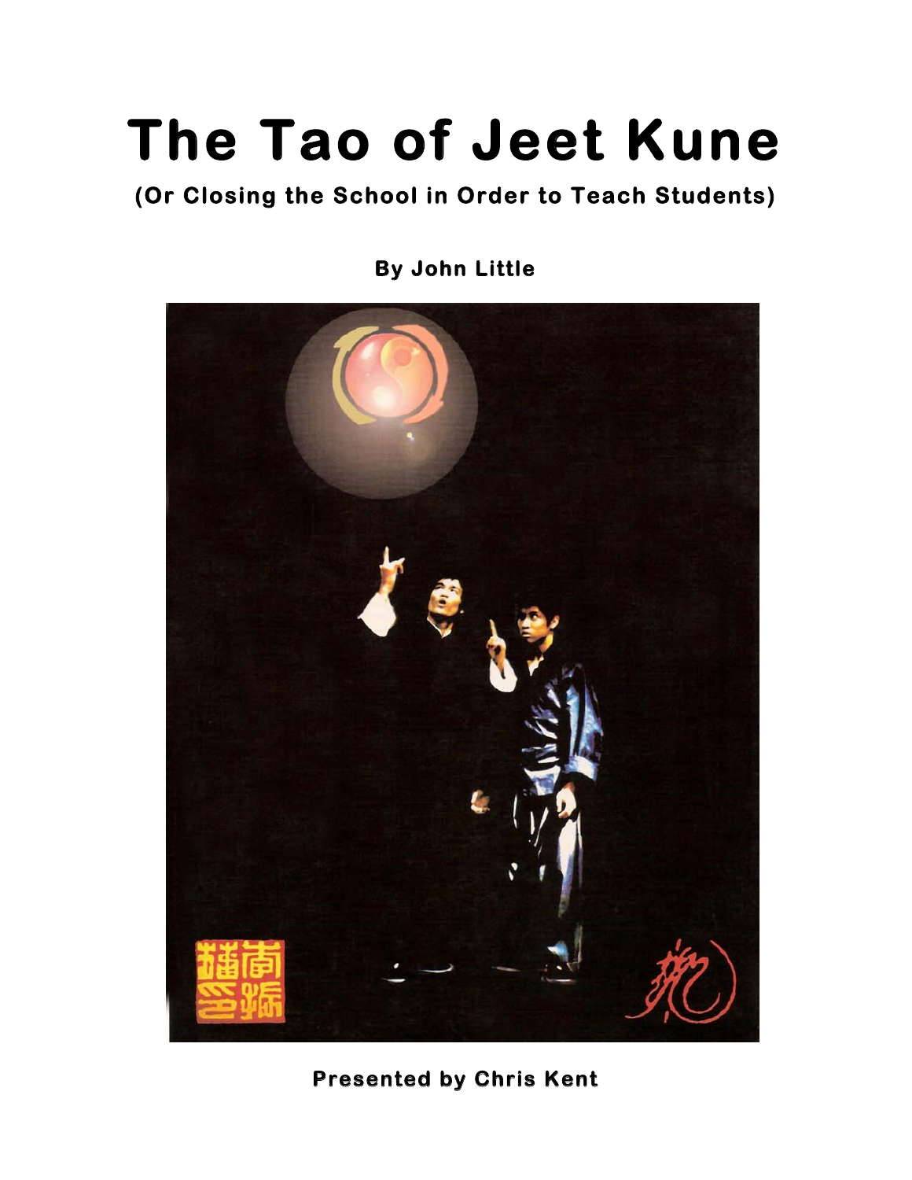# The Tao of Jeet Kune

**(Or Closing the School in Order to Teach Students)**

**By John Little**

**Presented by Chris Kent**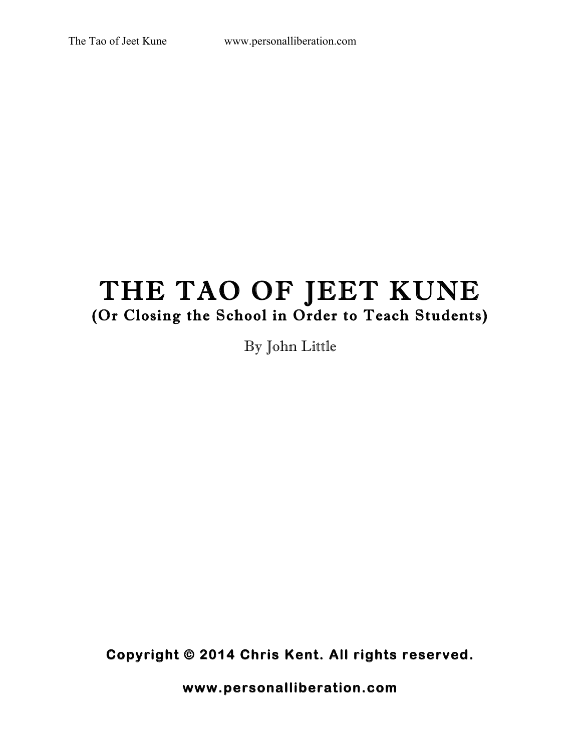# THE TAO OF JEET KUNE

**(Or Closing the School in Order to Teach Students)**

By John Little

**Copyright © 2014 Chris Kent. All rights reserved.**

**www.personalliberation.com**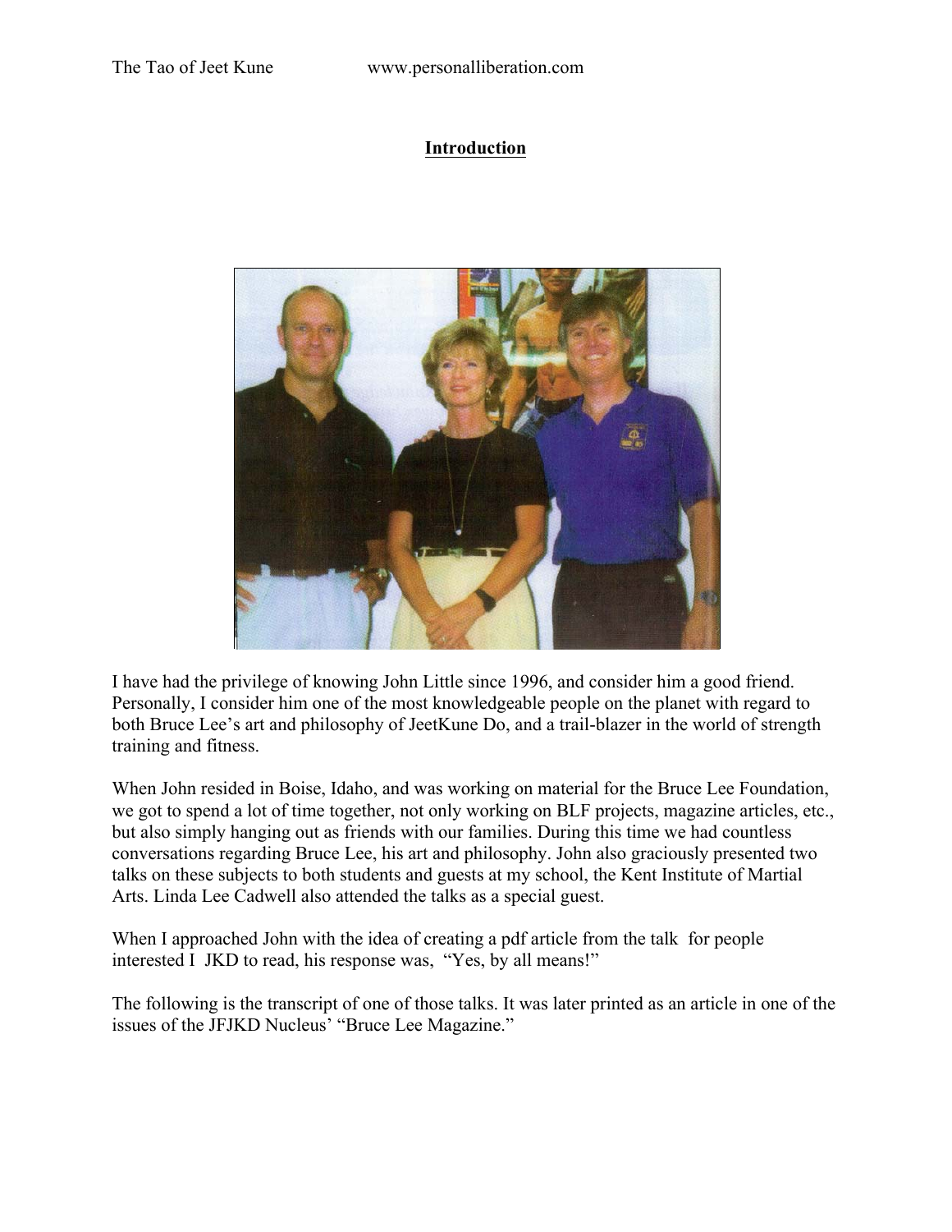# Introduction

I have had the privilege of knowing John Little since 1996, and consider him a good friend. Personally, I consider him one of the most knowledgeable people on the planet with regard to both Bruce Lee's art and philosophy of JeetKune Do, and a trail-blazer in the world of strength training and fitness.

When John resided in Boise, Idaho, and was working on material for the Bruce Lee Foundation, we got to spend a lot of time together, not only working on BLF projects, magazine articles, etc., but also simply hanging out as friends with our families. During this time we had countless conversations regarding Bruce Lee, his art and philosophy. John also graciously presented two talks on these subjects to both students and guests at my school, the Kent Institute of Martial Arts. Linda Lee Cadwell also attended the talks as a special guest.

When I approached John with the idea of creating a pdf article from the talk for people interested I JKD to read, his response was, "Yes, by all means!"

The following is the transcript of one of those talks. It was later printed as an article in one of the issues of the JFJKD Nucleus' "Bruce Lee Magazine."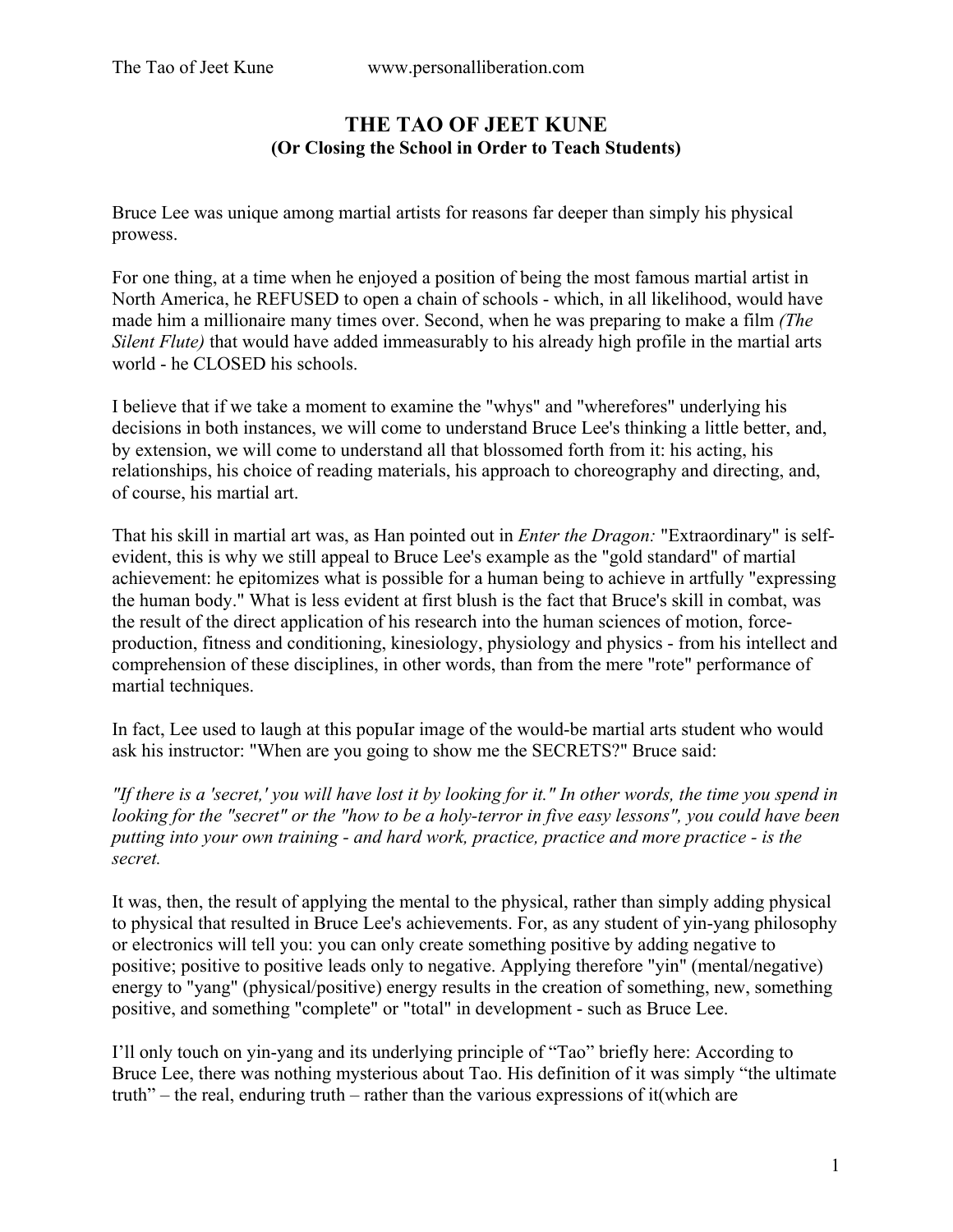# THE TAO OF JEET KUNE
**(Or Closing the School in Order to Teach Students)**

Bruce Lee was unique among martial artists for reasons far deeper than simply his physical prowess.

For one thing, at a time when he enjoyed a position of being the most famous martial artist in North America, he REFUSED to open a chain of schools - which, in all likelihood, would have made him a millionaire many times over. Second, when he was preparing to make a film *(The Silent Flute)* that would have added immeasurably to his already high profile in the martial arts world - he CLOSED his schools.

I believe that if we take a moment to examine the "whys" and "wherefores" underlying his decisions in both instances, we will come to understand Bruce Lee's thinking a little better, and, by extension, we will come to understand all that blossomed forth from it: his acting, his relationships, his choice of reading materials, his approach to choreography and directing, and, of course, his martial art.

That his skill in martial art was, as Han pointed out in *Enter the Dragon:* "Extraordinary" is self-evident, this is why we still appeal to Bruce Lee's example as the "gold standard" of martial achievement: he epitomizes what is possible for a human being to achieve in artfully "expressing the human body." What is less evident at first blush is the fact that Bruce's skill in combat, was the result of the direct application of his research into the human sciences of motion, force-production, fitness and conditioning, kinesiology, physiology and physics - from his intellect and comprehension of these disciplines, in other words, than from the mere "rote" performance of martial techniques.

In fact, Lee used to laugh at this popuIar image of the would-be martial arts student who would ask his instructor: "When are you going to show me the SECRETS?" Bruce said:

*"If there is a 'secret,' you will have lost it by looking for it." In other words, the time you spend in looking for the "secret" or the "how to be a holy-terror in five easy lessons", you could have been putting into your own training - and hard work, practice, practice and more practice - is the secret.*

It was, then, the result of applying the mental to the physical, rather than simply adding physical to physical that resulted in Bruce Lee's achievements. For, as any student of yin-yang philosophy or electronics will tell you: you can only create something positive by adding negative to positive; positive to positive leads only to negative. Applying therefore "yin" (mental/negative) energy to "yang" (physical/positive) energy results in the creation of something, new, something positive, and something "complete" or "total" in development - such as Bruce Lee.

I'll only touch on yin-yang and its underlying principle of "Tao" briefly here: According to Bruce Lee, there was nothing mysterious about Tao. His definition of it was simply "the ultimate truth" – the real, enduring truth – rather than the various expressions of it(which are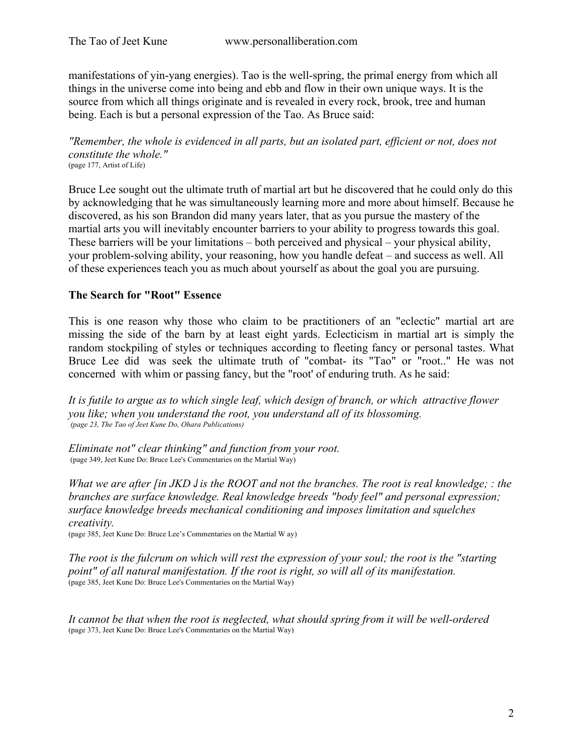manifestations of yin-yang energies). Tao is the well-spring, the primal energy from which all things in the universe come into being and ebb and flow in their own unique ways. It is the source from which all things originate and is revealed in every rock, brook, tree and human being. Each is but a personal expression of the Tao. As Bruce said:

*"Remember, the whole is evidenced in all parts, but an isolated part, efficient or not, does not constitute the whole."*
(page 177, Artist of Life)

Bruce Lee sought out the ultimate truth of martial art but he discovered that he could only do this by acknowledging that he was simultaneously learning more and more about himself. Because he discovered, as his son Brandon did many years later, that as you pursue the mastery of the martial arts you will inevitably encounter barriers to your ability to progress towards this goal. These barriers will be your limitations – both perceived and physical – your physical ability, your problem-solving ability, your reasoning, how you handle defeat – and success as well. All of these experiences teach you as much about yourself as about the goal you are pursuing.

### The Search for "Root" Essence

This is one reason why those who claim to be practitioners of an "eclectic" martial art are missing the side of the barn by at least eight yards. Eclecticism in martial art is simply the random stockpiling of styles or techniques according to fleeting fancy or personal tastes. What Bruce Lee did was seek the ultimate truth of "combat- its "Tao" or "root.." He was not concerned with whim or passing fancy, but the "root' of enduring truth. As he said:

*It is futile to argue as to which single leaf, which design of branch, or which attractive flower you like; when you understand the root, you understand all of its blossoming.*
*(page 23, The Tao of Jeet Kune Do, Ohara Publications)*

*Eliminate not" clear thinking" and function from your root.*
(page 349, Jeet Kune Do: Bruce Lee's Commentaries on the Martial Way)

*What we are after [in JKD ] is the ROOT and not the branches. The root is real knowledge; : the branches are surface knowledge. Real knowledge breeds "body feel" and personal expression; surface knowledge breeds mechanical conditioning and imposes limitation and squelches creativity.*
(page 385, Jeet Kune Do: Bruce Lee's Commentaries on the Martial W ay)

*The root is the fulcrum on which will rest the expression of your soul; the root is the "starting point" of all natural manifestation. If the root is right, so will all of its manifestation.*
(page 385, Jeet Kune Do: Bruce Lee's Commentaries on the Martial Way)

*It cannot be that when the root is neglected, what should spring from it will be well-ordered*
(page 373, Jeet Kune Do: Bruce Lee's Commentaries on the Martial Way)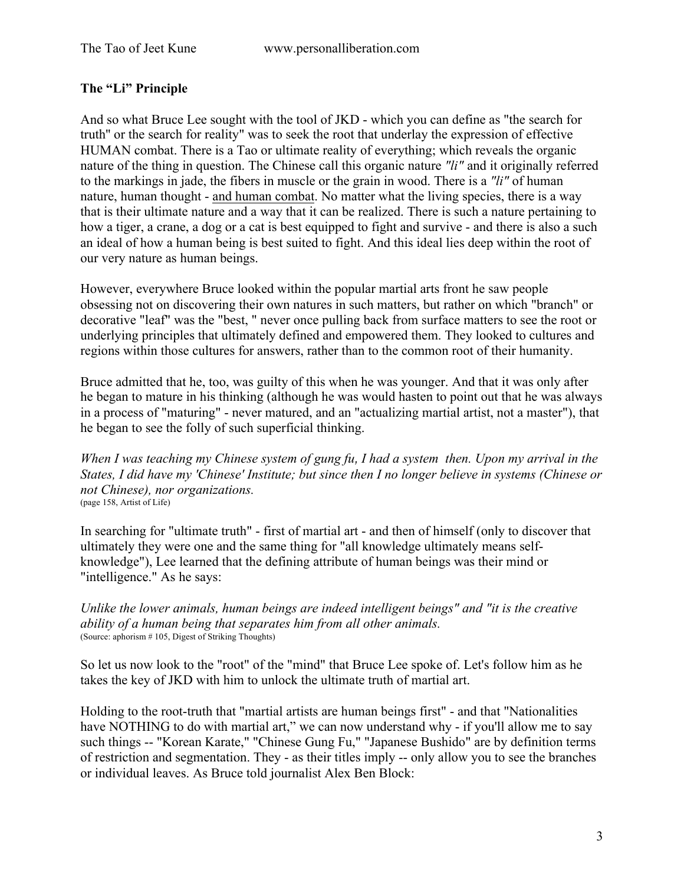### The "Li" Principle

And so what Bruce Lee sought with the tool of JKD - which you can define as "the search for truth" or the search for reality" was to seek the root that underlay the expression of effective HUMAN combat. There is a Tao or ultimate reality of everything; which reveals the organic nature of the thing in question. The Chinese call this organic nature *"li"* and it originally referred to the markings in jade, the fibers in muscle or the grain in wood. There is a *"li"* of human nature, human thought - <u>and human combat</u>. No matter what the living species, there is a way that is their ultimate nature and a way that it can be realized. There is such a nature pertaining to how a tiger, a crane, a dog or a cat is best equipped to fight and survive - and there is also a such an ideal of how a human being is best suited to fight. And this ideal lies deep within the root of our very nature as human beings.

However, everywhere Bruce looked within the popular martial arts front he saw people obsessing not on discovering their own natures in such matters, but rather on which "branch" or decorative "leaf" was the "best, " never once pulling back from surface matters to see the root or underlying principles that ultimately defined and empowered them. They looked to cultures and regions within those cultures for answers, rather than to the common root of their humanity.

Bruce admitted that he, too, was guilty of this when he was younger. And that it was only after he began to mature in his thinking (although he was would hasten to point out that he was always in a process of "maturing" - never matured, and an "actualizing martial artist, not a master"), that he began to see the folly of such superficial thinking.

*When I was teaching my Chinese system of gung fu, I had a system then. Upon my arrival in the States, I did have my 'Chinese' Institute; but since then I no longer believe in systems (Chinese or not Chinese), nor organizations.*
(page 158, Artist of Life)

In searching for "ultimate truth" - first of martial art - and then of himself (only to discover that ultimately they were one and the same thing for "all knowledge ultimately means self-knowledge"), Lee learned that the defining attribute of human beings was their mind or "intelligence." As he says:

*Unlike the lower animals, human beings are indeed intelligent beings" and "it is the creative ability of a human being that separates him from all other animals.*
(Source: aphorism # 105, Digest of Striking Thoughts)

So let us now look to the "root" of the "mind" that Bruce Lee spoke of. Let's follow him as he takes the key of JKD with him to unlock the ultimate truth of martial art.

Holding to the root-truth that "martial artists are human beings first" - and that "Nationalities have NOTHING to do with martial art," we can now understand why - if you'll allow me to say such things -- "Korean Karate," "Chinese Gung Fu," "Japanese Bushido" are by definition terms of restriction and segmentation. They - as their titles imply -- only allow you to see the branches or individual leaves. As Bruce told journalist Alex Ben Block: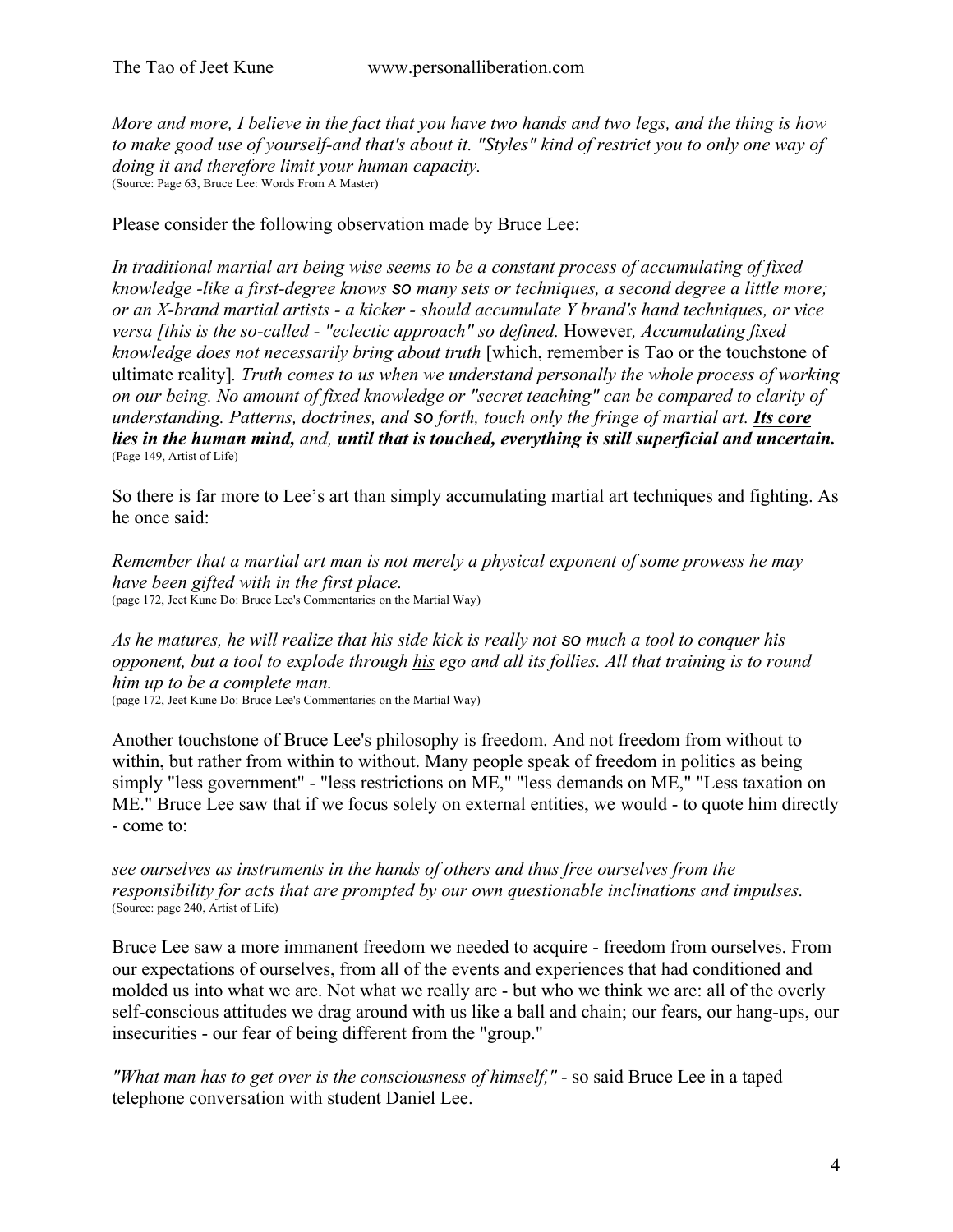*More and more, I believe in the fact that you have two hands and two legs, and the thing is how to make good use of yourself-and that's about it. "Styles" kind of restrict you to only one way of doing it and therefore limit your human capacity.*
(Source: Page 63, Bruce Lee: Words From A Master)

Please consider the following observation made by Bruce Lee:

*In traditional martial art being wise seems to be a constant process of accumulating of fixed knowledge -like a first-degree knows so many sets or techniques, a second degree a little more; or an X-brand martial artists - a kicker - should accumulate Y brand's hand techniques, or vice versa [this is the so-called - "eclectic approach" so defined.* However*, Accumulating fixed knowledge does not necessarily bring about truth* [which, remember is Tao or the touchstone of ultimate reality]*. Truth comes to us when we understand personally the whole process of working on our being. No amount of fixed knowledge or "secret teaching" can be compared to clarity of understanding. Patterns, doctrines, and so forth, touch only the fringe of martial art.* ***Its core lies in the human mind,*** *and,* ***until that is touched, everything is still superficial and uncertain.***
(Page 149, Artist of Life)

So there is far more to Lee's art than simply accumulating martial art techniques and fighting. As he once said:

*Remember that a martial art man is not merely a physical exponent of some prowess he may have been gifted with in the first place.*
(page 172, Jeet Kune Do: Bruce Lee's Commentaries on the Martial Way)

*As he matures, he will realize that his side kick is really not so much a tool to conquer his opponent, but a tool to explode through his ego and all its follies. All that training is to round him up to be a complete man.*
(page 172, Jeet Kune Do: Bruce Lee's Commentaries on the Martial Way)

Another touchstone of Bruce Lee's philosophy is freedom. And not freedom from without to within, but rather from within to without. Many people speak of freedom in politics as being simply "less government" - "less restrictions on ME," "less demands on ME," "Less taxation on ME." Bruce Lee saw that if we focus solely on external entities, we would - to quote him directly - come to:

*see ourselves as instruments in the hands of others and thus free ourselves from the responsibility for acts that are prompted by our own questionable inclinations and impulses.*
(Source: page 240, Artist of Life)

Bruce Lee saw a more immanent freedom we needed to acquire - freedom from ourselves. From our expectations of ourselves, from all of the events and experiences that had conditioned and molded us into what we are. Not what we really are - but who we think we are: all of the overly self-conscious attitudes we drag around with us like a ball and chain; our fears, our hang-ups, our insecurities - our fear of being different from the "group."

*"What man has to get over is the consciousness of himself,"* - so said Bruce Lee in a taped telephone conversation with student Daniel Lee.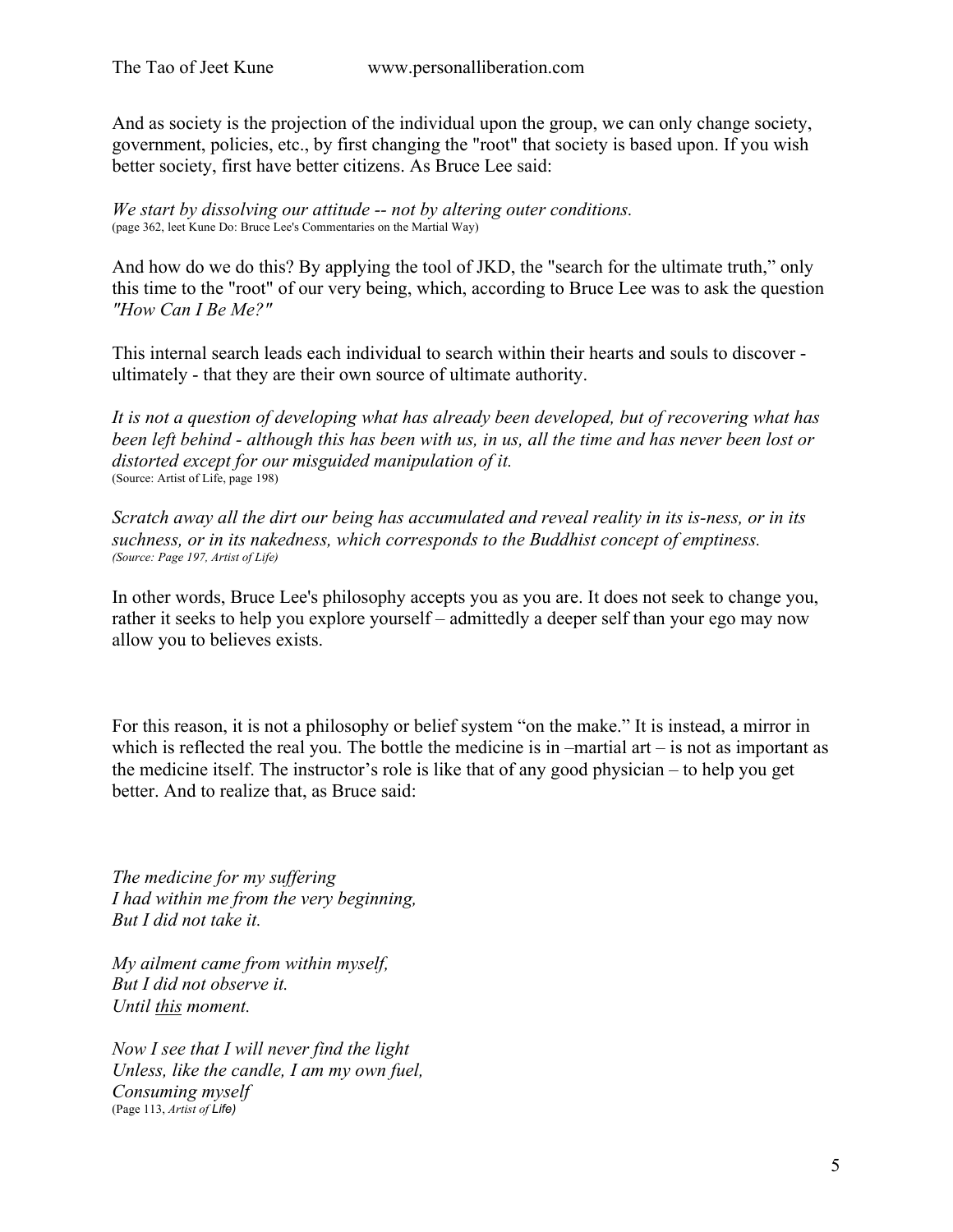And as society is the projection of the individual upon the group, we can only change society, government, policies, etc., by first changing the "root" that society is based upon. If you wish better society, first have better citizens. As Bruce Lee said:

*We start by dissolving our attitude -- not by altering outer conditions.*
(page 362, leet Kune Do: Bruce Lee's Commentaries on the Martial Way)

And how do we do this? By applying the tool of JKD, the "search for the ultimate truth," only this time to the "root" of our very being, which, according to Bruce Lee was to ask the question *"How Can I Be Me?"*

This internal search leads each individual to search within their hearts and souls to discover - ultimately - that they are their own source of ultimate authority.

*It is not a question of developing what has already been developed, but of recovering what has been left behind - although this has been with us, in us, all the time and has never been lost or distorted except for our misguided manipulation of it.*
(Source: Artist of Life, page 198)

*Scratch away all the dirt our being has accumulated and reveal reality in its is-ness, or in its suchness, or in its nakedness, which corresponds to the Buddhist concept of emptiness.*
*(Source: Page 197, Artist of Life)*

In other words, Bruce Lee's philosophy accepts you as you are. It does not seek to change you, rather it seeks to help you explore yourself – admittedly a deeper self than your ego may now allow you to believes exists.

For this reason, it is not a philosophy or belief system "on the make." It is instead, a mirror in which is reflected the real you. The bottle the medicine is in –martial art – is not as important as the medicine itself. The instructor's role is like that of any good physician – to help you get better. And to realize that, as Bruce said:

*The medicine for my suffering*
*I had within me from the very beginning,*
*But I did not take it.*

*My ailment came from within myself,*
*But I did not observe it.*
*Until <u>this</u> moment.*

*Now I see that I will never find the light*
*Unless, like the candle, I am my own fuel,*
*Consuming myself*
(Page 113, *Artist of Life)*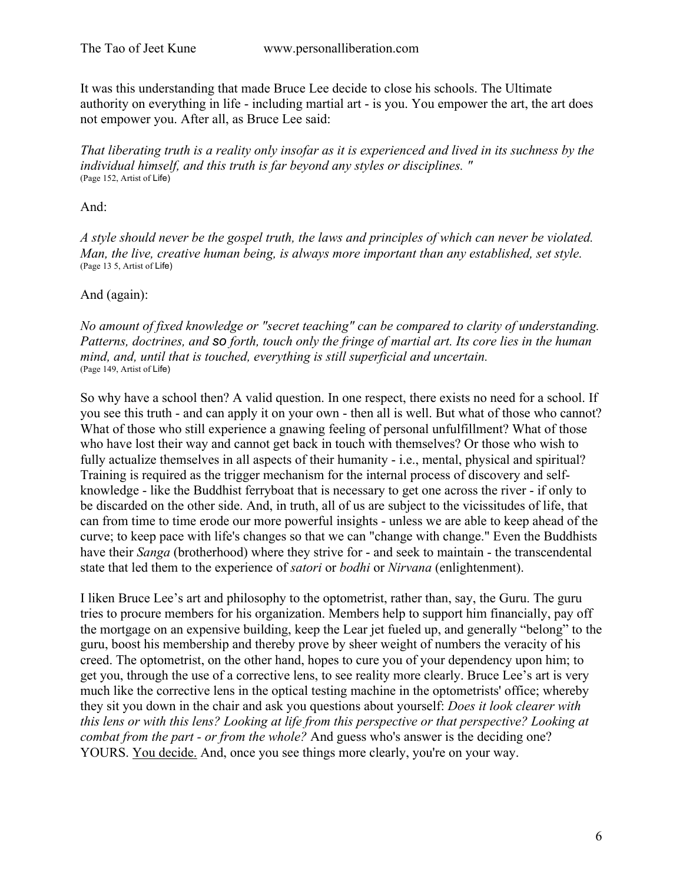It was this understanding that made Bruce Lee decide to close his schools. The Ultimate authority on everything in life - including martial art - is you. You empower the art, the art does not empower you. After all, as Bruce Lee said:

*That liberating truth is a reality only insofar as it is experienced and lived in its suchness by the individual himself, and this truth is far beyond any styles or disciplines. "*
(Page 152, Artist of Life)

And:

*A style should never be the gospel truth, the laws and principles of which can never be violated. Man, the live, creative human being, is always more important than any established, set style.*
(Page 13 5, Artist of Life)

And (again):

*No amount of fixed knowledge or "secret teaching" can be compared to clarity of understanding. Patterns, doctrines, and so forth, touch only the fringe of martial art. Its core lies in the human mind, and, until that is touched, everything is still superficial and uncertain.*
(Page 149, Artist of Life)

So why have a school then? A valid question. In one respect, there exists no need for a school. If you see this truth - and can apply it on your own - then all is well. But what of those who cannot? What of those who still experience a gnawing feeling of personal unfulfillment? What of those who have lost their way and cannot get back in touch with themselves? Or those who wish to fully actualize themselves in all aspects of their humanity - i.e., mental, physical and spiritual? Training is required as the trigger mechanism for the internal process of discovery and self-knowledge - like the Buddhist ferryboat that is necessary to get one across the river - if only to be discarded on the other side. And, in truth, all of us are subject to the vicissitudes of life, that can from time to time erode our more powerful insights - unless we are able to keep ahead of the curve; to keep pace with life's changes so that we can "change with change." Even the Buddhists have their *Sanga* (brotherhood) where they strive for - and seek to maintain - the transcendental state that led them to the experience of *satori* or *bodhi* or *Nirvana* (enlightenment).

I liken Bruce Lee's art and philosophy to the optometrist, rather than, say, the Guru. The guru tries to procure members for his organization. Members help to support him financially, pay off the mortgage on an expensive building, keep the Lear jet fueled up, and generally "belong" to the guru, boost his membership and thereby prove by sheer weight of numbers the veracity of his creed. The optometrist, on the other hand, hopes to cure you of your dependency upon him; to get you, through the use of a corrective lens, to see reality more clearly. Bruce Lee's art is very much like the corrective lens in the optical testing machine in the optometrists' office; whereby they sit you down in the chair and ask you questions about yourself: *Does it look clearer with this lens or with this lens? Looking at life from this perspective or that perspective? Looking at combat from the part - or from the whole?* And guess who's answer is the deciding one? YOURS. <u>You decide.</u> And, once you see things more clearly, you're on your way.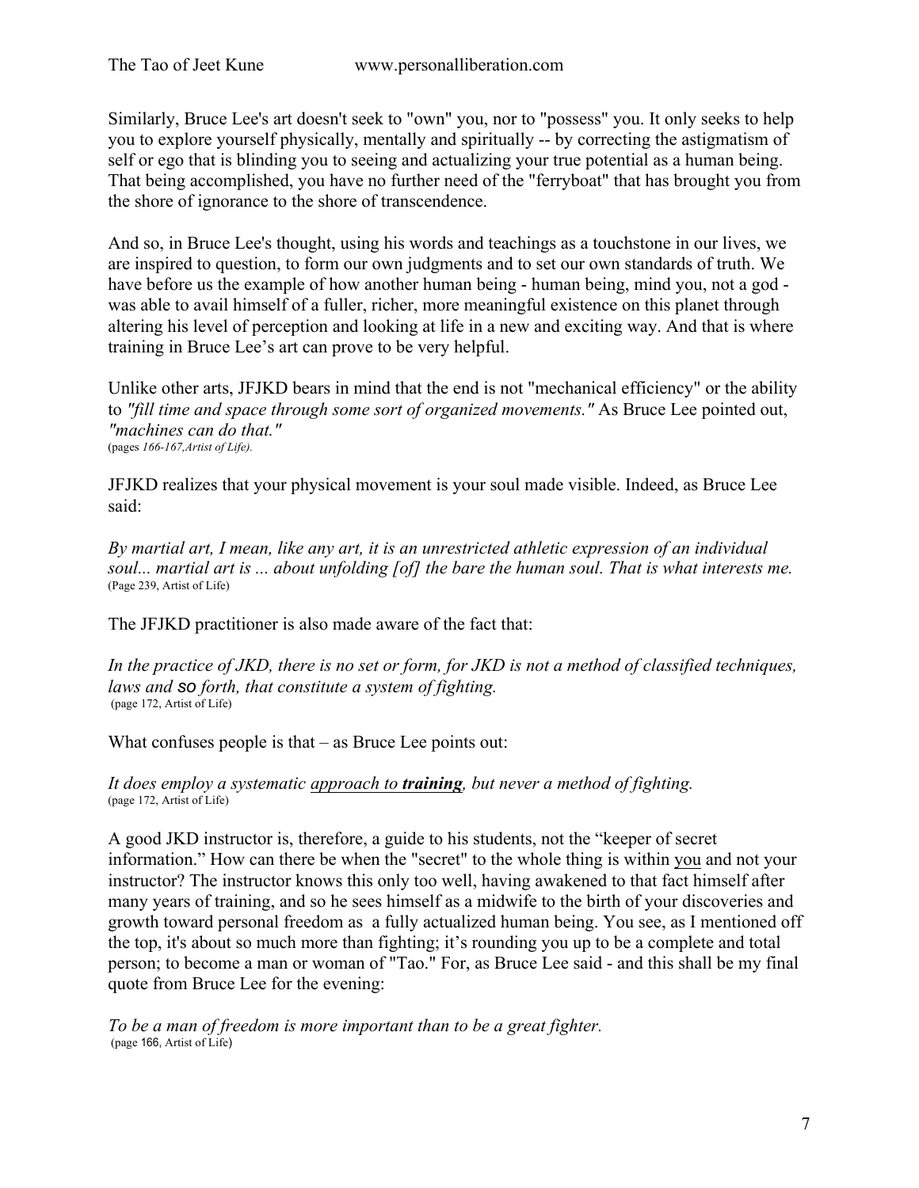Similarly, Bruce Lee's art doesn't seek to "own" you, nor to "possess" you. It only seeks to help you to explore yourself physically, mentally and spiritually -- by correcting the astigmatism of self or ego that is blinding you to seeing and actualizing your true potential as a human being. That being accomplished, you have no further need of the "ferryboat" that has brought you from the shore of ignorance to the shore of transcendence.

And so, in Bruce Lee's thought, using his words and teachings as a touchstone in our lives, we are inspired to question, to form our own judgments and to set our own standards of truth. We have before us the example of how another human being - human being, mind you, not a god - was able to avail himself of a fuller, richer, more meaningful existence on this planet through altering his level of perception and looking at life in a new and exciting way. And that is where training in Bruce Lee's art can prove to be very helpful.

Unlike other arts, JFJKD bears in mind that the end is not "mechanical efficiency" or the ability to *"fill time and space through some sort of organized movements."* As Bruce Lee pointed out, *"machines can do that."*
(pages *166-167,Artist of Life).*

JFJKD realizes that your physical movement is your soul made visible. Indeed, as Bruce Lee said:

*By martial art, I mean, like any art, it is an unrestricted athletic expression of an individual soul... martial art is ... about unfolding [of] the bare the human soul. That is what interests me.*
(Page 239, Artist of Life)

The JFJKD practitioner is also made aware of the fact that:

*In the practice of JKD, there is no set or form, for JKD is not a method of classified techniques, laws and **so** forth, that constitute a system of fighting.*
(page 172, Artist of Life)

What confuses people is that – as Bruce Lee points out:

*It does employ a systematic <u>approach to **training**</u>, but never a method of fighting.*
(page 172, Artist of Life)

A good JKD instructor is, therefore, a guide to his students, not the "keeper of secret information." How can there be when the "secret" to the whole thing is within <u>you</u> and not your instructor? The instructor knows this only too well, having awakened to that fact himself after many years of training, and so he sees himself as a midwife to the birth of your discoveries and growth toward personal freedom as a fully actualized human being. You see, as I mentioned off the top, it's about so much more than fighting; it's rounding you up to be a complete and total person; to become a man or woman of "Tao." For, as Bruce Lee said - and this shall be my final quote from Bruce Lee for the evening:

*To be a man of freedom is more important than to be a great fighter.*
(page 166, Artist of Life)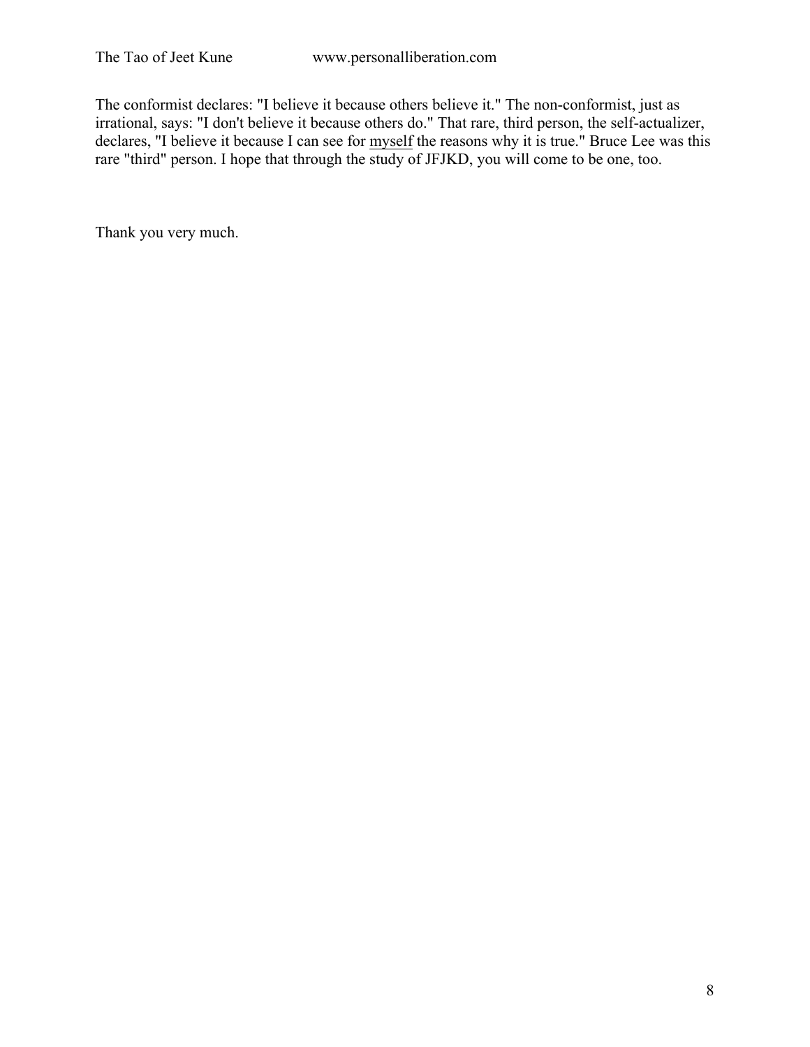The conformist declares: "I believe it because others believe it." The non-conformist, just as irrational, says: "I don't believe it because others do." That rare, third person, the self-actualizer, declares, "I believe it because I can see for <u>myself</u> the reasons why it is true." Bruce Lee was this rare "third" person. I hope that through the study of JFJKD, you will come to be one, too.

Thank you very much.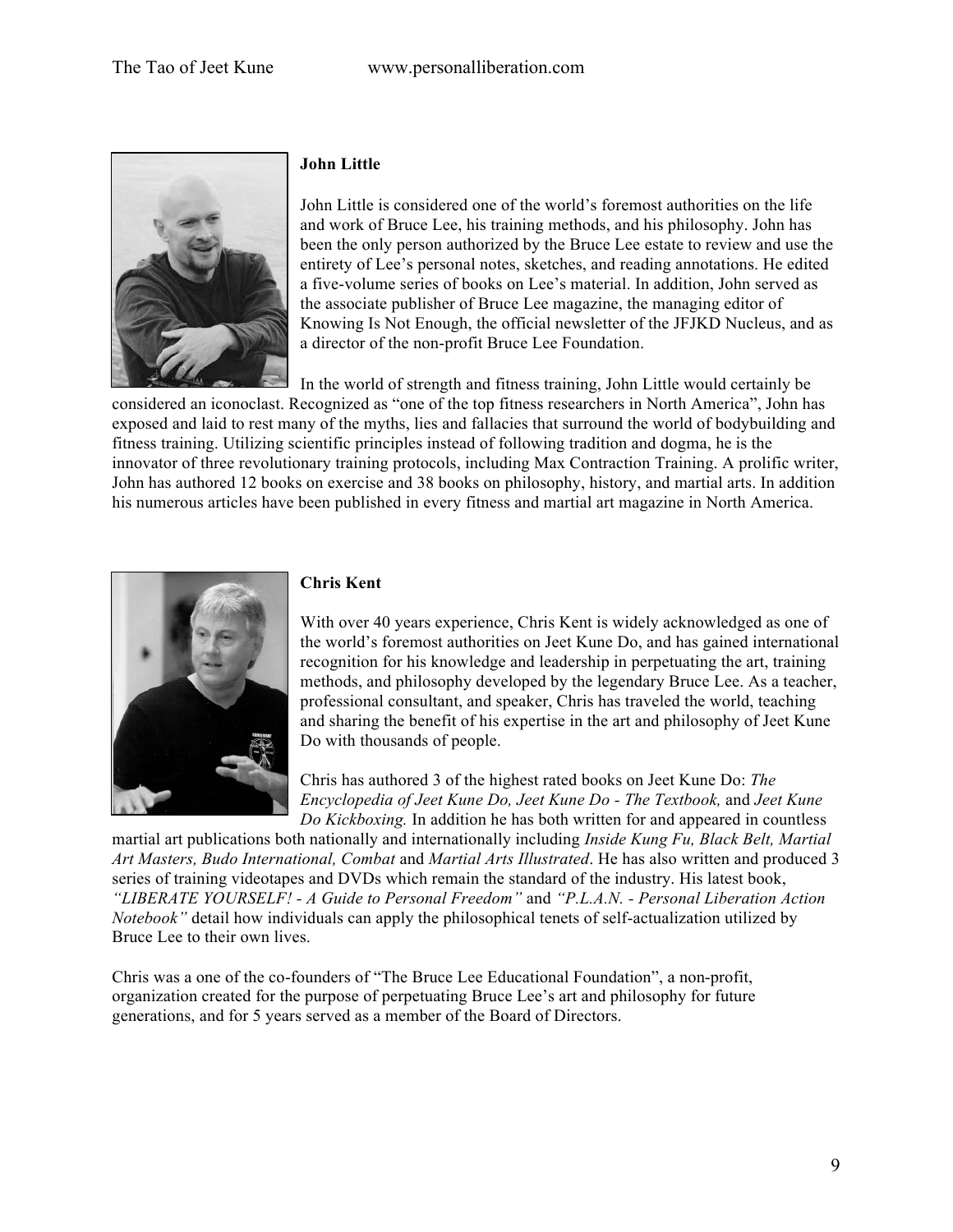**John Little**

John Little is considered one of the world's foremost authorities on the life and work of Bruce Lee, his training methods, and his philosophy. John has been the only person authorized by the Bruce Lee estate to review and use the entirety of Lee's personal notes, sketches, and reading annotations. He edited a five-volume series of books on Lee's material. In addition, John served as the associate publisher of Bruce Lee magazine, the managing editor of Knowing Is Not Enough, the official newsletter of the JFJKD Nucleus, and as a director of the non-profit Bruce Lee Foundation.

In the world of strength and fitness training, John Little would certainly be considered an iconoclast. Recognized as "one of the top fitness researchers in North America", John has exposed and laid to rest many of the myths, lies and fallacies that surround the world of bodybuilding and fitness training. Utilizing scientific principles instead of following tradition and dogma, he is the innovator of three revolutionary training protocols, including Max Contraction Training. A prolific writer, John has authored 12 books on exercise and 38 books on philosophy, history, and martial arts. In addition his numerous articles have been published in every fitness and martial art magazine in North America.

**Chris Kent**

With over 40 years experience, Chris Kent is widely acknowledged as one of the world's foremost authorities on Jeet Kune Do, and has gained international recognition for his knowledge and leadership in perpetuating the art, training methods, and philosophy developed by the legendary Bruce Lee. As a teacher, professional consultant, and speaker, Chris has traveled the world, teaching and sharing the benefit of his expertise in the art and philosophy of Jeet Kune Do with thousands of people.

Chris has authored 3 of the highest rated books on Jeet Kune Do: *The Encyclopedia of Jeet Kune Do, Jeet Kune Do - The Textbook,* and *Jeet Kune Do Kickboxing.* In addition he has both written for and appeared in countless martial art publications both nationally and internationally including *Inside Kung Fu, Black Belt, Martial Art Masters, Budo International, Combat* and *Martial Arts Illustrated*. He has also written and produced 3 series of training videotapes and DVDs which remain the standard of the industry. His latest book, *"LIBERATE YOURSELF! - A Guide to Personal Freedom"* and *"P.L.A.N. - Personal Liberation Action Notebook"* detail how individuals can apply the philosophical tenets of self-actualization utilized by Bruce Lee to their own lives.

Chris was a one of the co-founders of "The Bruce Lee Educational Foundation", a non-profit, organization created for the purpose of perpetuating Bruce Lee's art and philosophy for future generations, and for 5 years served as a member of the Board of Directors.